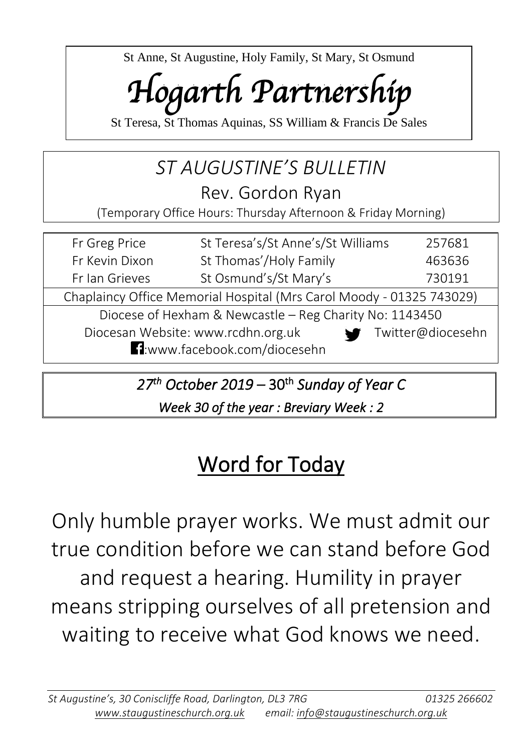St Anne, St Augustine, Holy Family, St Mary, St Osmund

# *Hogarth Partnership*

St Teresa, St Thomas Aquinas, SS William & Francis De Sales

## *ST AUGUSTINE'S BULLETIN*

Rev. Gordon Ryan

(Temporary Office Hours: Thursday Afternoon & Friday Morning)

| | | |
|---|---|---|
| Fr Greg Price | St Teresa's/St Anne's/St Williams | 257681 |
| Fr Kevin Dixon | St Thomas'/Holy Family | 463636 |
| Fr Ian Grieves | St Osmund's/St Mary's | 730191 |

Chaplaincy Office Memorial Hospital (Mrs Carol Moody - 01325 743029)

Diocese of Hexham & Newcastle – Reg Charity No: 1143450

Diocesan Website: www.rcdhn.org.uk    Twitter@diocesehn

:www.facebook.com/diocesehn

***27th October 2019* – 30th *Sunday of Year C***

***Week 30 of the year : Breviary Week : 2***

# Word for Today

Only humble prayer works. We must admit our true condition before we can stand before God and request a hearing. Humility in prayer means stripping ourselves of all pretension and waiting to receive what God knows we need.

*St Augustine's, 30 Coniscliffe Road, Darlington, DL3 7RG* *01325 266602*

*www.staugustineschurch.org.uk* *email: info@staugustineschurch.org.uk*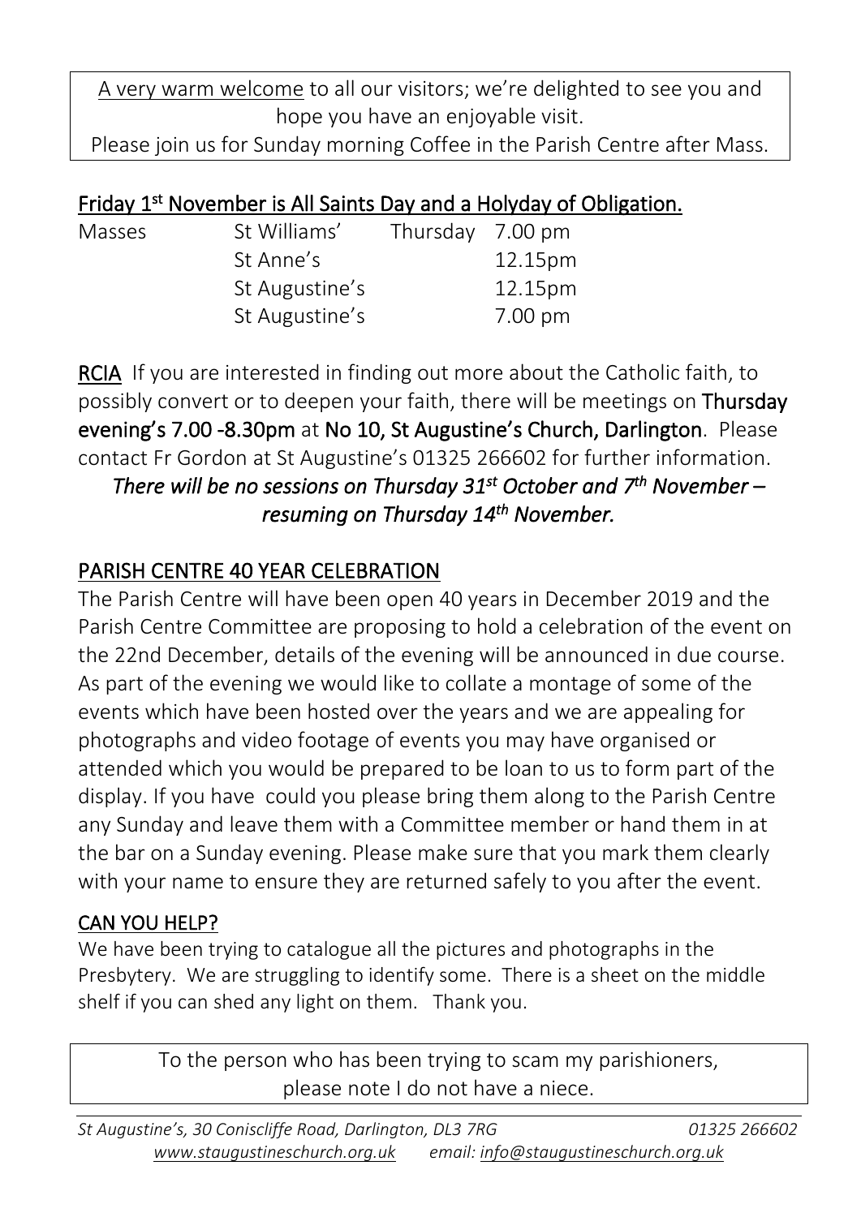A very warm welcome to all our visitors; we're delighted to see you and hope you have an enjoyable visit.
Please join us for Sunday morning Coffee in the Parish Centre after Mass.

## Friday 1st November is All Saints Day and a Holyday of Obligation.

| Masses | St Williams' | Thursday | 7.00 pm |
| --- | --- | --- | --- |
| | St Anne's | | 12.15pm |
| | St Augustine's | | 12.15pm |
| | St Augustine's | | 7.00 pm |

**RCIA** If you are interested in finding out more about the Catholic faith, to possibly convert or to deepen your faith, there will be meetings on **Thursday evening's 7.00 -8.30pm** at **No 10, St Augustine's Church, Darlington**. Please contact Fr Gordon at St Augustine's 01325 266602 for further information.

***There will be no sessions on Thursday 31st October and 7th November – resuming on Thursday 14th November.***

## PARISH CENTRE 40 YEAR CELEBRATION

The Parish Centre will have been open 40 years in December 2019 and the Parish Centre Committee are proposing to hold a celebration of the event on the 22nd December, details of the evening will be announced in due course. As part of the evening we would like to collate a montage of some of the events which have been hosted over the years and we are appealing for photographs and video footage of events you may have organised or attended which you would be prepared to be loan to us to form part of the display. If you have could you please bring them along to the Parish Centre any Sunday and leave them with a Committee member or hand them in at the bar on a Sunday evening. Please make sure that you mark them clearly with your name to ensure they are returned safely to you after the event.

## CAN YOU HELP?

We have been trying to catalogue all the pictures and photographs in the Presbytery. We are struggling to identify some. There is a sheet on the middle shelf if you can shed any light on them. Thank you.

To the person who has been trying to scam my parishioners, please note I do not have a niece.

*St Augustine's, 30 Coniscliffe Road, Darlington, DL3 7RG* *01325 266602*
*www.staugustineschurch.org.uk* *email: info@staugustineschurch.org.uk*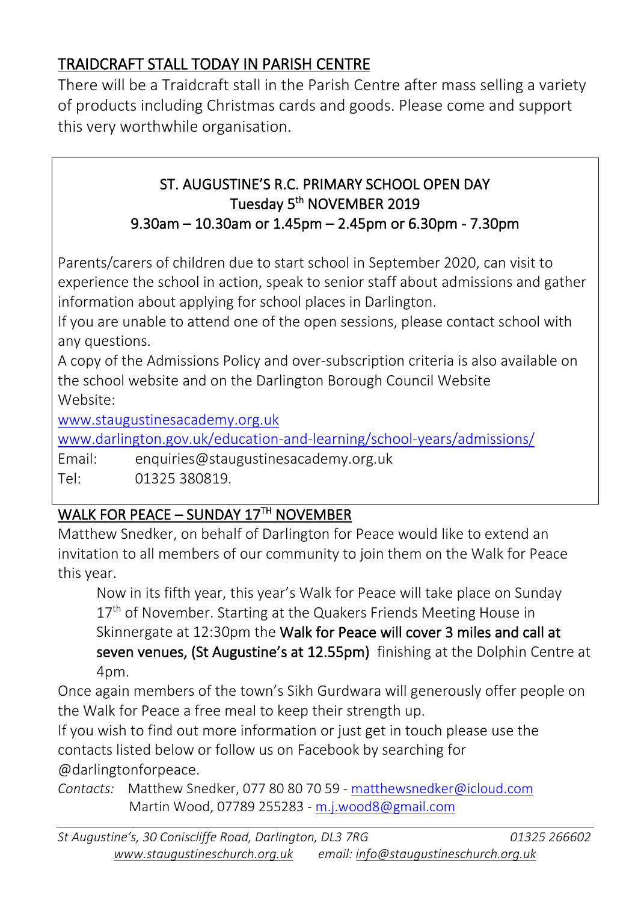## TRAIDCRAFT STALL TODAY IN PARISH CENTRE

There will be a Traidcraft stall in the Parish Centre after mass selling a variety of products including Christmas cards and goods. Please come and support this very worthwhile organisation.

## ST. AUGUSTINE'S R.C. PRIMARY SCHOOL OPEN DAY

**Tuesday 5th NOVEMBER 2019**

**9.30am – 10.30am or 1.45pm – 2.45pm or 6.30pm - 7.30pm**

Parents/carers of children due to start school in September 2020, can visit to experience the school in action, speak to senior staff about admissions and gather information about applying for school places in Darlington.

If you are unable to attend one of the open sessions, please contact school with any questions.

A copy of the Admissions Policy and over-subscription criteria is also available on the school website and on the Darlington Borough Council Website

Website:

www.staugustinesacademy.org.uk

www.darlington.gov.uk/education-and-learning/school-years/admissions/

Email: enquiries@staugustinesacademy.org.uk

Tel: 01325 380819.

## WALK FOR PEACE – SUNDAY 17TH NOVEMBER

Matthew Snedker, on behalf of Darlington for Peace would like to extend an invitation to all members of our community to join them on the Walk for Peace this year.

Now in its fifth year, this year's Walk for Peace will take place on Sunday 17th of November. Starting at the Quakers Friends Meeting House in Skinnergate at 12:30pm the **Walk for Peace will cover 3 miles and call at seven venues, (St Augustine's at 12.55pm)** finishing at the Dolphin Centre at 4pm.

Once again members of the town's Sikh Gurdwara will generously offer people on the Walk for Peace a free meal to keep their strength up.

If you wish to find out more information or just get in touch please use the contacts listed below or follow us on Facebook by searching for @darlingtonforpeace.

*Contacts:* Matthew Snedker, 077 80 80 70 59 - matthewsnedker@icloud.com
Martin Wood, 07789 255283 - m.j.wood8@gmail.com

*St Augustine's, 30 Coniscliffe Road, Darlington, DL3 7RG* *01325 266602*
*www.staugustineschurch.org.uk* *email: info@staugustineschurch.org.uk*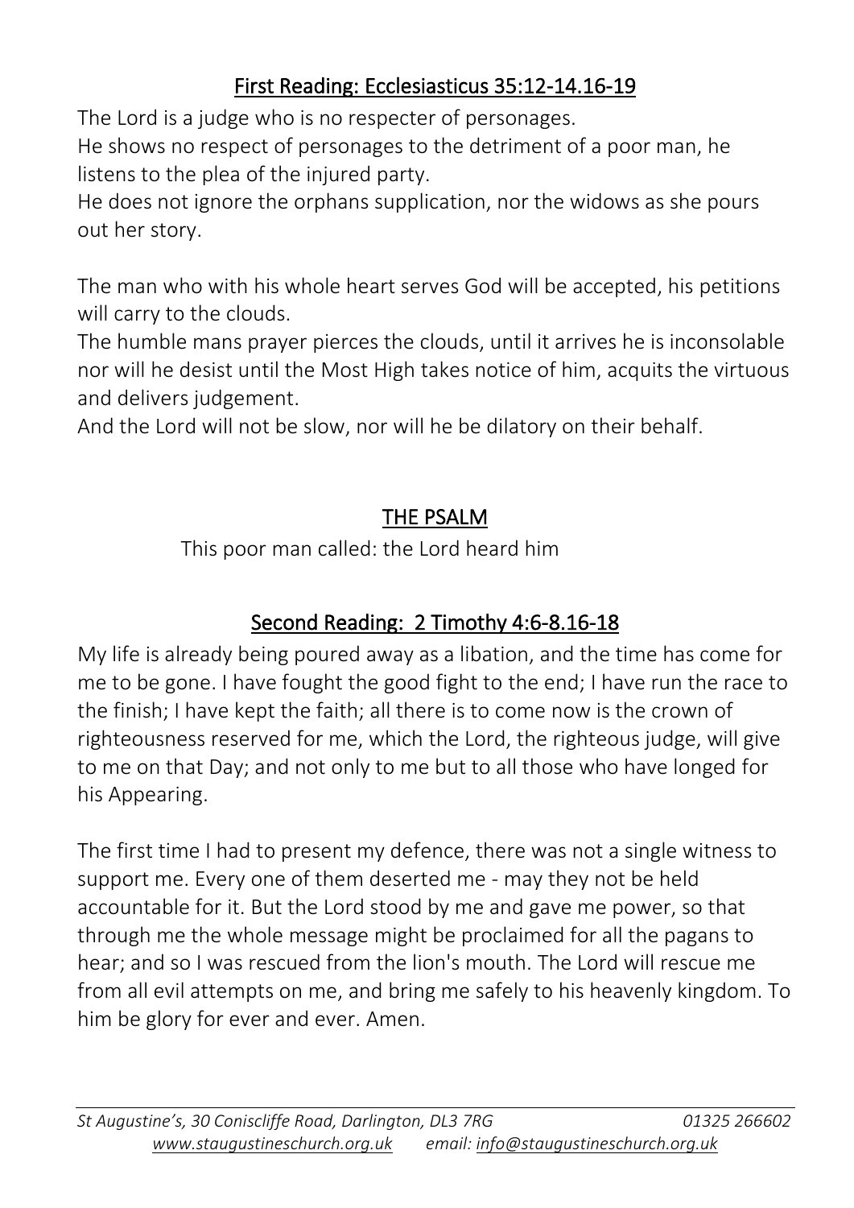## First Reading: Ecclesiasticus 35:12-14.16-19

The Lord is a judge who is no respecter of personages.
He shows no respect of personages to the detriment of a poor man, he listens to the plea of the injured party.
He does not ignore the orphans supplication, nor the widows as she pours out her story.

The man who with his whole heart serves God will be accepted, his petitions will carry to the clouds.
The humble mans prayer pierces the clouds, until it arrives he is inconsolable nor will he desist until the Most High takes notice of him, acquits the virtuous and delivers judgement.
And the Lord will not be slow, nor will he be dilatory on their behalf.

## THE PSALM

This poor man called: the Lord heard him

## Second Reading: 2 Timothy 4:6-8.16-18

My life is already being poured away as a libation, and the time has come for me to be gone. I have fought the good fight to the end; I have run the race to the finish; I have kept the faith; all there is to come now is the crown of righteousness reserved for me, which the Lord, the righteous judge, will give to me on that Day; and not only to me but to all those who have longed for his Appearing.

The first time I had to present my defence, there was not a single witness to support me. Every one of them deserted me - may they not be held accountable for it. But the Lord stood by me and gave me power, so that through me the whole message might be proclaimed for all the pagans to hear; and so I was rescued from the lion's mouth. The Lord will rescue me from all evil attempts on me, and bring me safely to his heavenly kingdom. To him be glory for ever and ever. Amen.

*St Augustine's, 30 Coniscliffe Road, Darlington, DL3 7RG* *01325 266602*
*www.staugustineschurch.org.uk* *email: info@staugustineschurch.org.uk*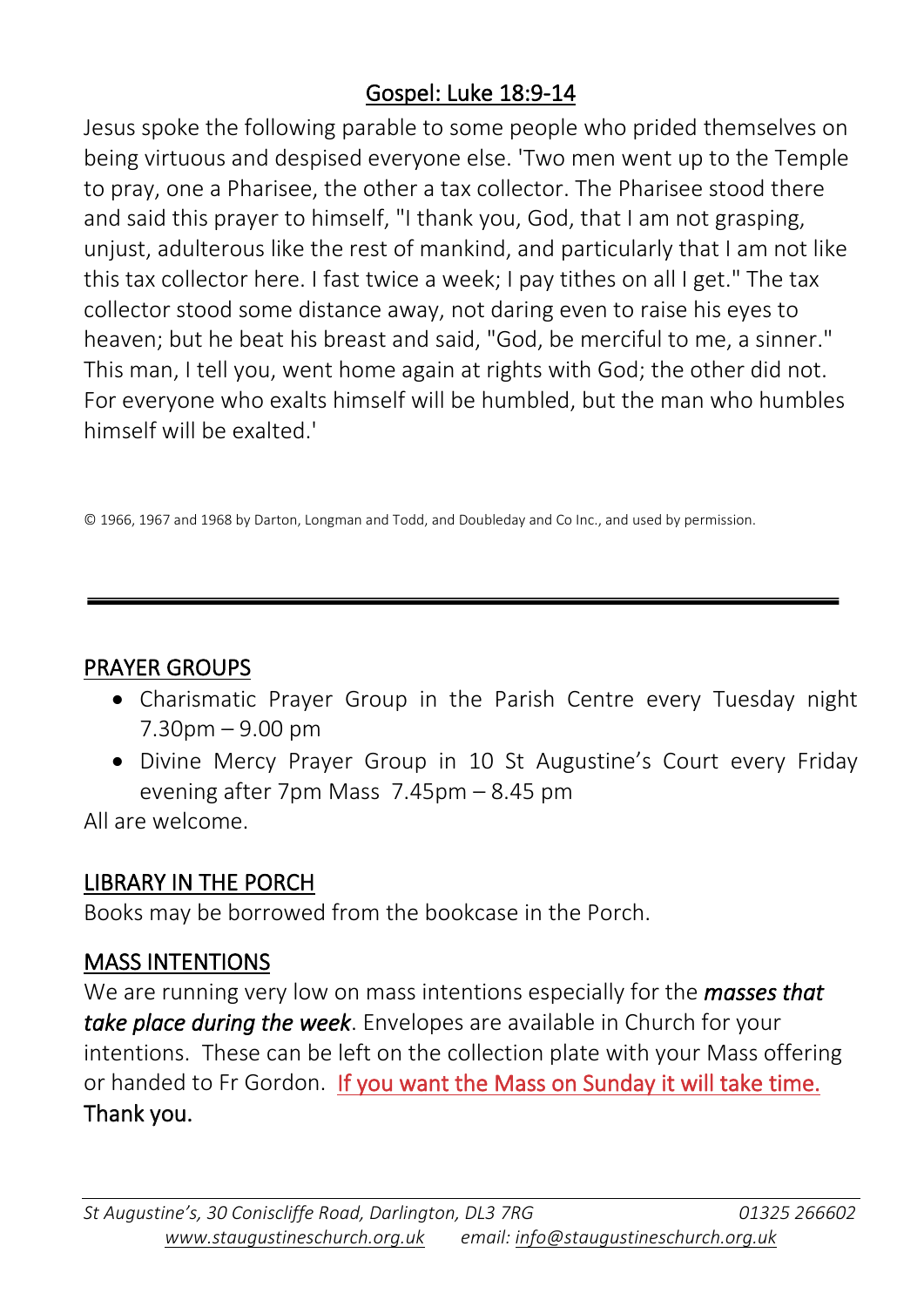## Gospel: Luke 18:9-14

Jesus spoke the following parable to some people who prided themselves on being virtuous and despised everyone else. 'Two men went up to the Temple to pray, one a Pharisee, the other a tax collector. The Pharisee stood there and said this prayer to himself, "I thank you, God, that I am not grasping, unjust, adulterous like the rest of mankind, and particularly that I am not like this tax collector here. I fast twice a week; I pay tithes on all I get." The tax collector stood some distance away, not daring even to raise his eyes to heaven; but he beat his breast and said, "God, be merciful to me, a sinner." This man, I tell you, went home again at rights with God; the other did not. For everyone who exalts himself will be humbled, but the man who humbles himself will be exalted.'

© 1966, 1967 and 1968 by Darton, Longman and Todd, and Doubleday and Co Inc., and used by permission.

---

## PRAYER GROUPS

- Charismatic Prayer Group in the Parish Centre every Tuesday night 7.30pm – 9.00 pm
- Divine Mercy Prayer Group in 10 St Augustine's Court every Friday evening after 7pm Mass 7.45pm – 8.45 pm

All are welcome.

## LIBRARY IN THE PORCH

Books may be borrowed from the bookcase in the Porch.

## MASS INTENTIONS

We are running very low on mass intentions especially for the ***masses that take place during the week***. Envelopes are available in Church for your intentions. These can be left on the collection plate with your Mass offering or handed to Fr Gordon. If you want the Mass on Sunday it will take time. Thank you.

*St Augustine's, 30 Coniscliffe Road, Darlington, DL3 7RG* *01325 266602*
*www.staugustineschurch.org.uk* *email: info@staugustineschurch.org.uk*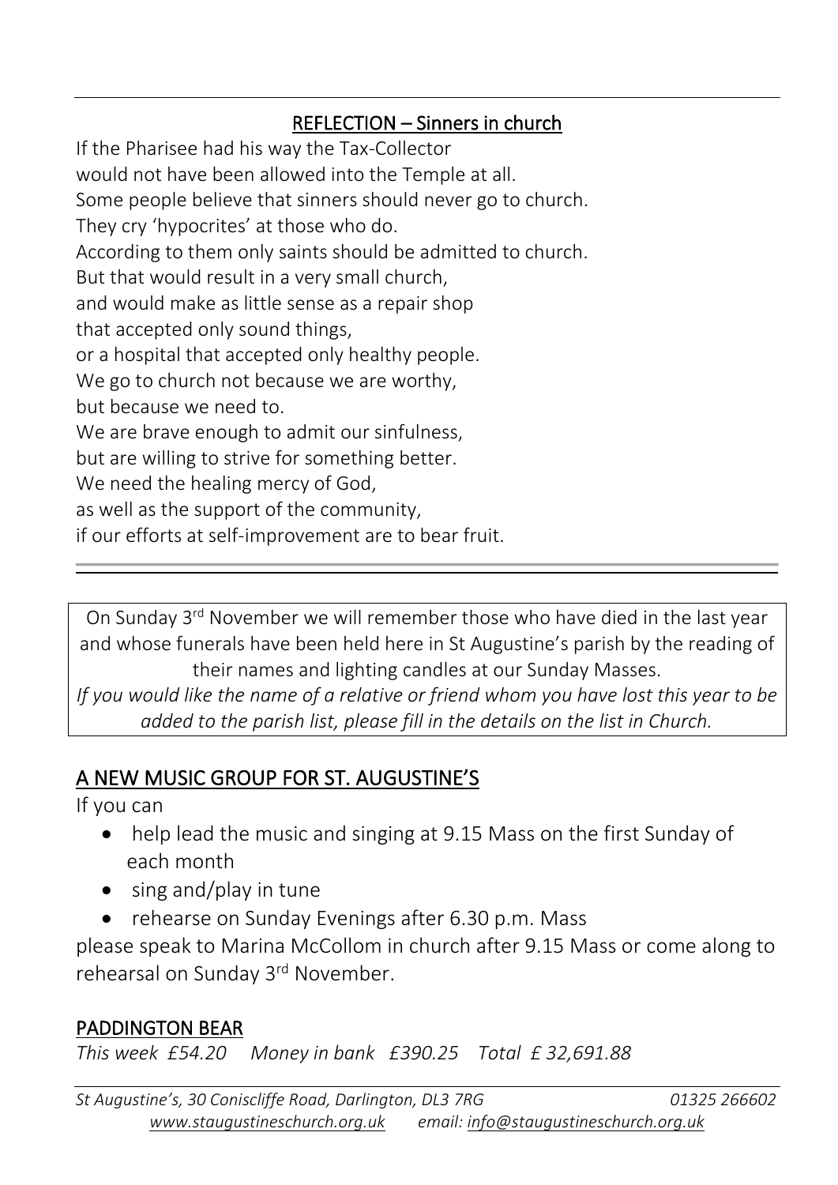## REFLECTION – Sinners in church

If the Pharisee had his way the Tax-Collector
would not have been allowed into the Temple at all.
Some people believe that sinners should never go to church.
They cry 'hypocrites' at those who do.
According to them only saints should be admitted to church.
But that would result in a very small church,
and would make as little sense as a repair shop
that accepted only sound things,
or a hospital that accepted only healthy people.
We go to church not because we are worthy,
but because we need to.
We are brave enough to admit our sinfulness,
but are willing to strive for something better.
We need the healing mercy of God,
as well as the support of the community,
if our efforts at self-improvement are to bear fruit.

---

On Sunday 3rd November we will remember those who have died in the last year and whose funerals have been held here in St Augustine's parish by the reading of their names and lighting candles at our Sunday Masses.
*If you would like the name of a relative or friend whom you have lost this year to be added to the parish list, please fill in the details on the list in Church.*

## A NEW MUSIC GROUP FOR ST. AUGUSTINE'S

If you can

- help lead the music and singing at 9.15 Mass on the first Sunday of each month
- sing and/play in tune
- rehearse on Sunday Evenings after 6.30 p.m. Mass

please speak to Marina McCollom in church after 9.15 Mass or come along to rehearsal on Sunday 3rd November.

## PADDINGTON BEAR

*This week £54.20 Money in bank £390.25 Total £ 32,691.88*

*St Augustine's, 30 Coniscliffe Road, Darlington, DL3 7RG 01325 266602*
*www.staugustineschurch.org.uk email: info@staugustineschurch.org.uk*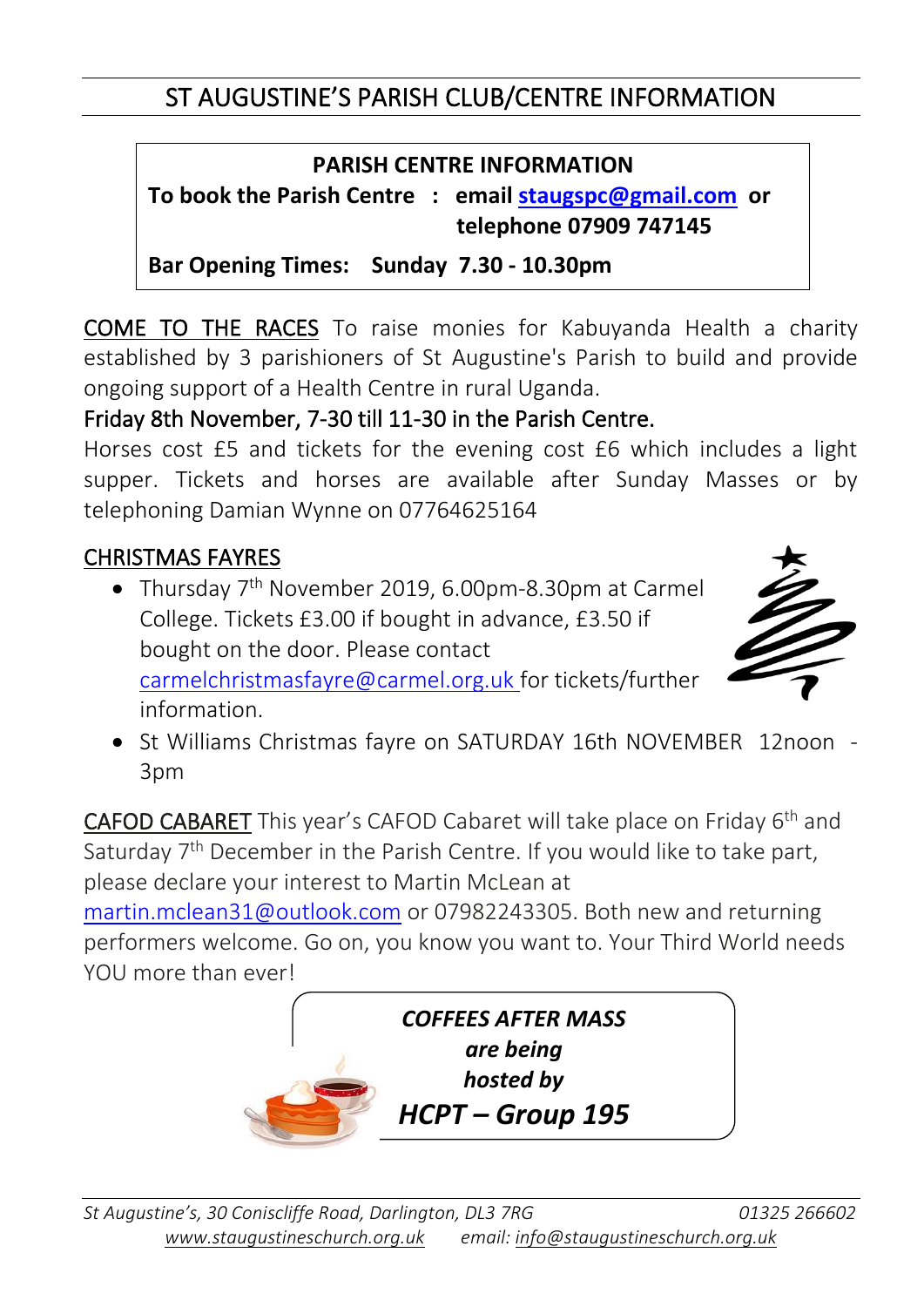# ST AUGUSTINE'S PARISH CLUB/CENTRE INFORMATION

**PARISH CENTRE INFORMATION**

**To book the Parish Centre : email staugspc@gmail.com or telephone 07909 747145**

**Bar Opening Times: Sunday 7.30 - 10.30pm**

COME TO THE RACES To raise monies for Kabuyanda Health a charity established by 3 parishioners of St Augustine's Parish to build and provide ongoing support of a Health Centre in rural Uganda.

Friday 8th November, 7-30 till 11-30 in the Parish Centre.

Horses cost £5 and tickets for the evening cost £6 which includes a light supper. Tickets and horses are available after Sunday Masses or by telephoning Damian Wynne on 07764625164

CHRISTMAS FAYRES

- Thursday 7th November 2019, 6.00pm-8.30pm at Carmel College. Tickets £3.00 if bought in advance, £3.50 if bought on the door. Please contact carmelchristmasfayre@carmel.org.uk for tickets/further information.
- St Williams Christmas fayre on SATURDAY 16th NOVEMBER 12noon - 3pm

CAFOD CABARET This year's CAFOD Cabaret will take place on Friday 6th and Saturday 7th December in the Parish Centre. If you would like to take part, please declare your interest to Martin McLean at martin.mclean31@outlook.com or 07982243305. Both new and returning performers welcome. Go on, you know you want to. Your Third World needs YOU more than ever!

***COFFEES AFTER MASS are being hosted by***

***HCPT – Group 195***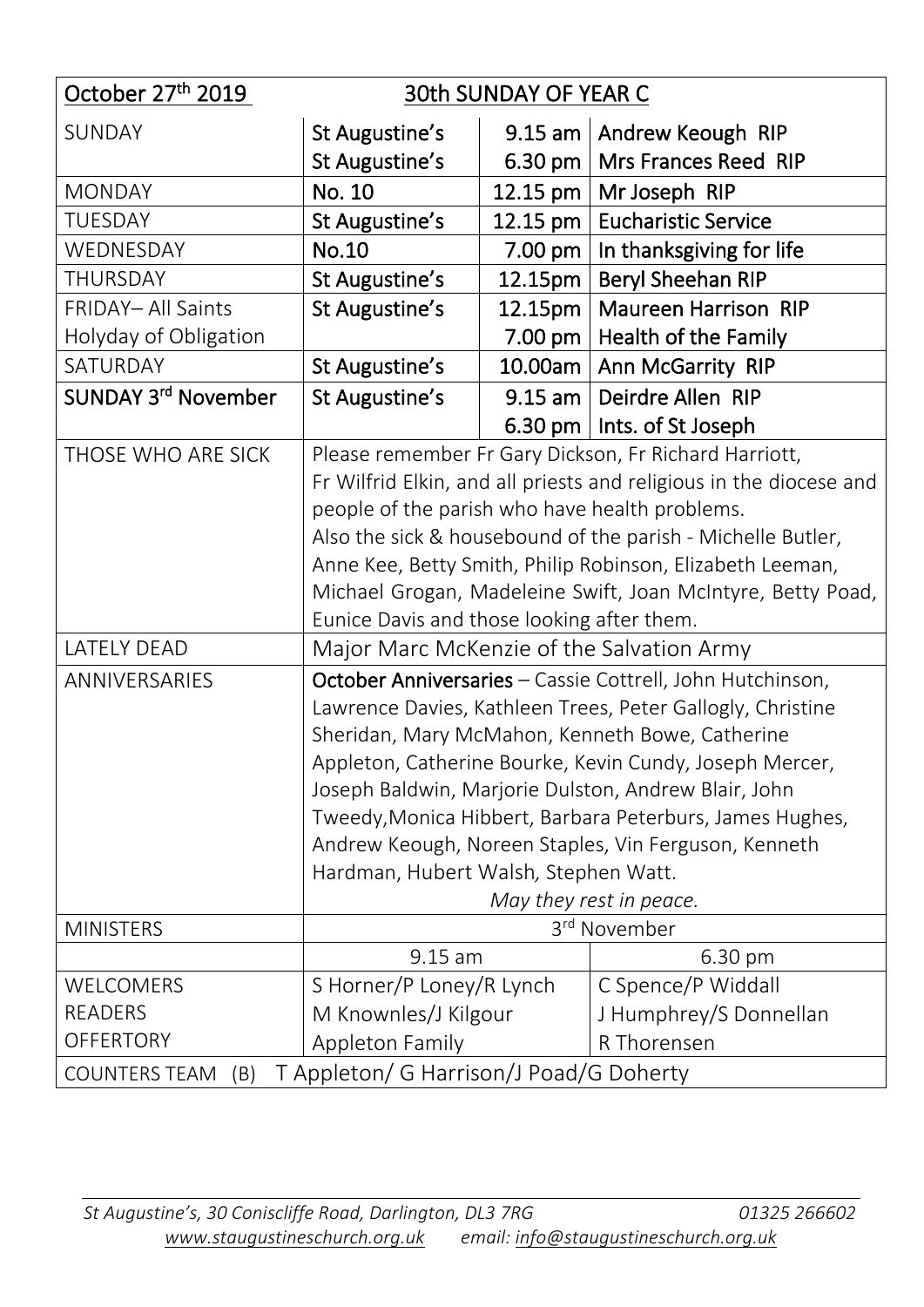| October 27th 2019 | 30th SUNDAY OF YEAR C | | |
|---|---|---|---|
| SUNDAY | St Augustine's<br>St Augustine's | 9.15 am<br>6.30 pm | Andrew Keough RIP<br>Mrs Frances Reed RIP |
| MONDAY | No. 10 | 12.15 pm | Mr Joseph RIP |
| TUESDAY | St Augustine's | 12.15 pm | Eucharistic Service |
| WEDNESDAY | No.10 | 7.00 pm | In thanksgiving for life |
| THURSDAY | St Augustine's | 12.15pm | Beryl Sheehan RIP |
| FRIDAY– All Saints Holyday of Obligation | St Augustine's | 12.15pm<br>7.00 pm | Maureen Harrison RIP<br>Health of the Family |
| SATURDAY | St Augustine's | 10.00am | Ann McGarrity RIP |
| SUNDAY 3rd November | St Augustine's | 9.15 am<br>6.30 pm | Deirdre Allen RIP<br>Ints. of St Joseph |
| THOSE WHO ARE SICK | Please remember Fr Gary Dickson, Fr Richard Harriott, Fr Wilfrid Elkin, and all priests and religious in the diocese and people of the parish who have health problems. Also the sick & housebound of the parish - Michelle Butler, Anne Kee, Betty Smith, Philip Robinson, Elizabeth Leeman, Michael Grogan, Madeleine Swift, Joan McIntyre, Betty Poad, Eunice Davis and those looking after them. | | |
| LATELY DEAD | Major Marc McKenzie of the Salvation Army | | |
| ANNIVERSARIES | **October Anniversaries** – Cassie Cottrell, John Hutchinson, Lawrence Davies, Kathleen Trees, Peter Gallogly, Christine Sheridan, Mary McMahon, Kenneth Bowe, Catherine Appleton, Catherine Bourke, Kevin Cundy, Joseph Mercer, Joseph Baldwin, Marjorie Dulston, Andrew Blair, John Tweedy,Monica Hibbert, Barbara Peterburs, James Hughes, Andrew Keough, Noreen Staples, Vin Ferguson, Kenneth Hardman, Hubert Walsh, Stephen Watt. *May they rest in peace.* | | |
| MINISTERS | 3rd November | | |
| | 9.15 am | | 6.30 pm |
| WELCOMERS | S Horner/P Loney/R Lynch | | C Spence/P Widdall |
| READERS | M Knownles/J Kilgour | | J Humphrey/S Donnellan |
| OFFERTORY | Appleton Family | | R Thorensen |
| COUNTERS TEAM (B) | T Appleton/ G Harrison/J Poad/G Doherty | | |

*St Augustine's, 30 Coniscliffe Road, Darlington, DL3 7RG* *01325 266602*
*www.staugustineschurch.org.uk* *email: info@staugustineschurch.org.uk*